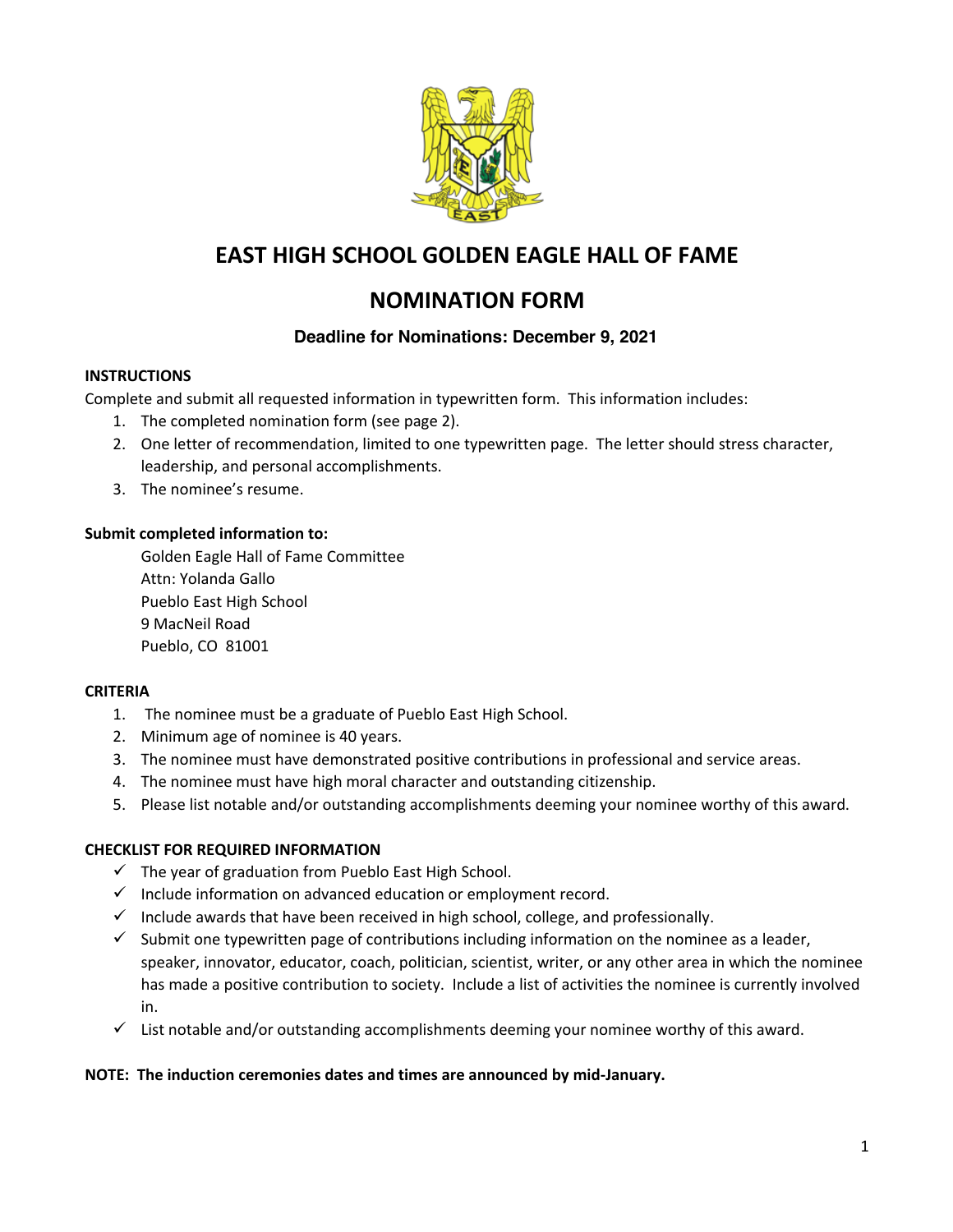# EAST HIGH SCHOOL GOLDEN EAGLE HALL OF FAME

# NOMINATION FORM

### Deadline for Nominations: December 9, 2021

**INSTRUCTIONS**

Complete and submit all requested information in typewritten form. This information includes:

1. The completed nomination form (see page 2).
2. One letter of recommendation, limited to one typewritten page. The letter should stress character, leadership, and personal accomplishments.
3. The nominee's resume.

**Submit completed information to:**

Golden Eagle Hall of Fame Committee
Attn: Yolanda Gallo
Pueblo East High School
9 MacNeil Road
Pueblo, CO 81001

**CRITERIA**

1. The nominee must be a graduate of Pueblo East High School.
2. Minimum age of nominee is 40 years.
3. The nominee must have demonstrated positive contributions in professional and service areas.
4. The nominee must have high moral character and outstanding citizenship.
5. Please list notable and/or outstanding accomplishments deeming your nominee worthy of this award.

**CHECKLIST FOR REQUIRED INFORMATION**

- ✓ The year of graduation from Pueblo East High School.
- ✓ Include information on advanced education or employment record.
- ✓ Include awards that have been received in high school, college, and professionally.
- ✓ Submit one typewritten page of contributions including information on the nominee as a leader, speaker, innovator, educator, coach, politician, scientist, writer, or any other area in which the nominee has made a positive contribution to society. Include a list of activities the nominee is currently involved in.
- ✓ List notable and/or outstanding accomplishments deeming your nominee worthy of this award.

**NOTE: The induction ceremonies dates and times are announced by mid-January.**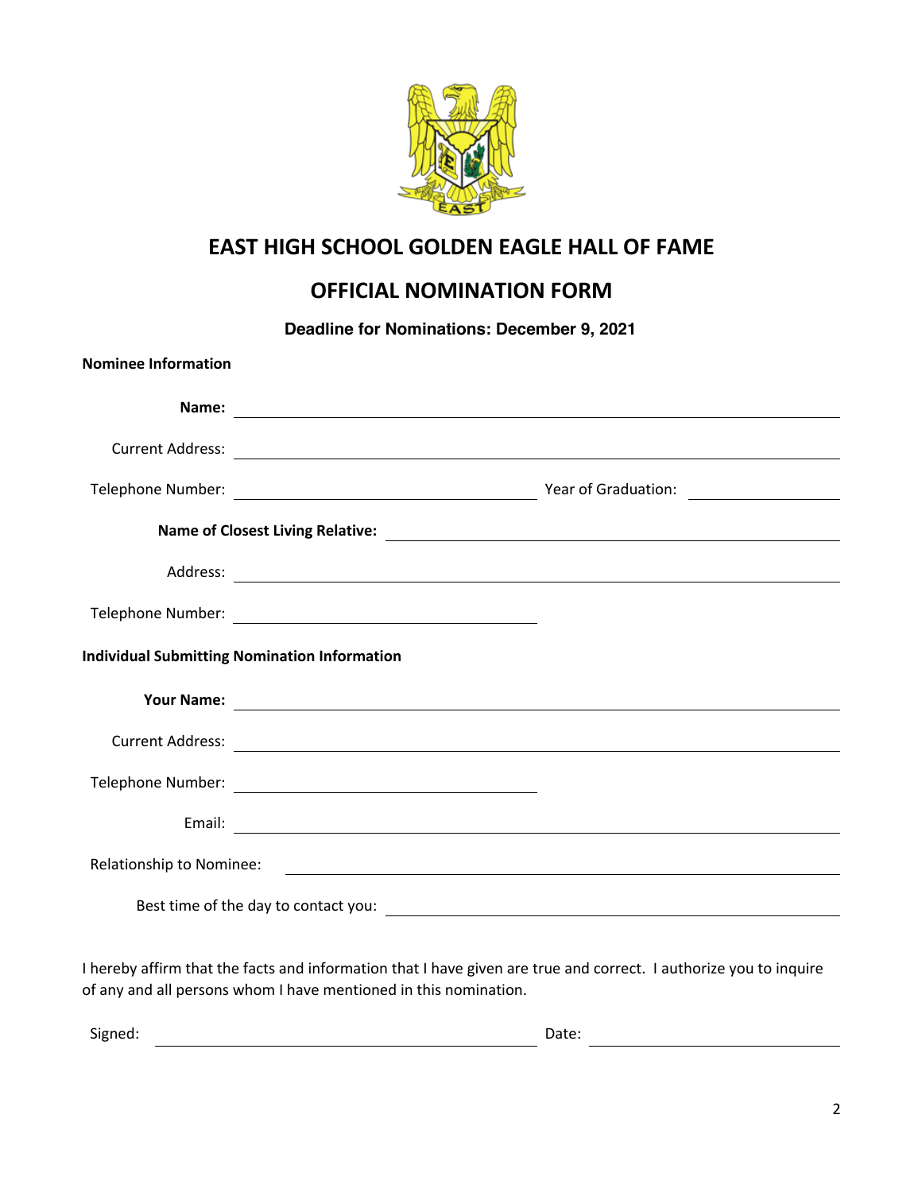# EAST HIGH SCHOOL GOLDEN EAGLE HALL OF FAME

## OFFICIAL NOMINATION FORM

**Deadline for Nominations: December 9, 2021**

**Nominee Information**

**Name:** \_\_\_\_\_\_\_\_\_\_\_\_\_\_\_\_\_\_\_\_\_\_\_\_\_\_\_\_\_\_\_\_\_\_\_\_\_\_\_\_\_\_\_\_

Current Address: \_\_\_\_\_\_\_\_\_\_\_\_\_\_\_\_\_\_\_\_\_\_\_\_\_\_\_\_\_\_\_\_\_\_\_\_\_\_\_\_\_\_\_\_

Telephone Number: \_\_\_\_\_\_\_\_\_\_\_\_\_\_\_\_\_\_\_\_\_\_\_\_ Year of Graduation: \_\_\_\_\_\_\_\_\_\_\_\_

**Name of Closest Living Relative:** \_\_\_\_\_\_\_\_\_\_\_\_\_\_\_\_\_\_\_\_\_\_\_\_\_\_\_\_\_\_\_\_\_\_\_\_

Address: \_\_\_\_\_\_\_\_\_\_\_\_\_\_\_\_\_\_\_\_\_\_\_\_\_\_\_\_\_\_\_\_\_\_\_\_\_\_\_\_\_\_\_\_

Telephone Number: \_\_\_\_\_\_\_\_\_\_\_\_\_\_\_\_\_\_\_\_\_\_\_\_

**Individual Submitting Nomination Information**

**Your Name:** \_\_\_\_\_\_\_\_\_\_\_\_\_\_\_\_\_\_\_\_\_\_\_\_\_\_\_\_\_\_\_\_\_\_\_\_\_\_\_\_\_\_\_\_

Current Address: \_\_\_\_\_\_\_\_\_\_\_\_\_\_\_\_\_\_\_\_\_\_\_\_\_\_\_\_\_\_\_\_\_\_\_\_\_\_\_\_\_\_\_\_

Telephone Number: \_\_\_\_\_\_\_\_\_\_\_\_\_\_\_\_\_\_\_\_\_\_\_\_

Email: \_\_\_\_\_\_\_\_\_\_\_\_\_\_\_\_\_\_\_\_\_\_\_\_\_\_\_\_\_\_\_\_\_\_\_\_\_\_\_\_\_\_\_\_

Relationship to Nominee: \_\_\_\_\_\_\_\_\_\_\_\_\_\_\_\_\_\_\_\_\_\_\_\_\_\_\_\_\_\_\_\_\_\_\_\_\_\_\_\_

Best time of the day to contact you: \_\_\_\_\_\_\_\_\_\_\_\_\_\_\_\_\_\_\_\_\_\_\_\_\_\_\_\_\_\_\_\_\_\_\_\_

I hereby affirm that the facts and information that I have given are true and correct. I authorize you to inquire of any and all persons whom I have mentioned in this nomination.

Signed: \_\_\_\_\_\_\_\_\_\_\_\_\_\_\_\_\_\_\_\_\_\_\_\_\_\_\_\_\_\_ Date: \_\_\_\_\_\_\_\_\_\_\_\_\_\_\_\_\_\_\_\_